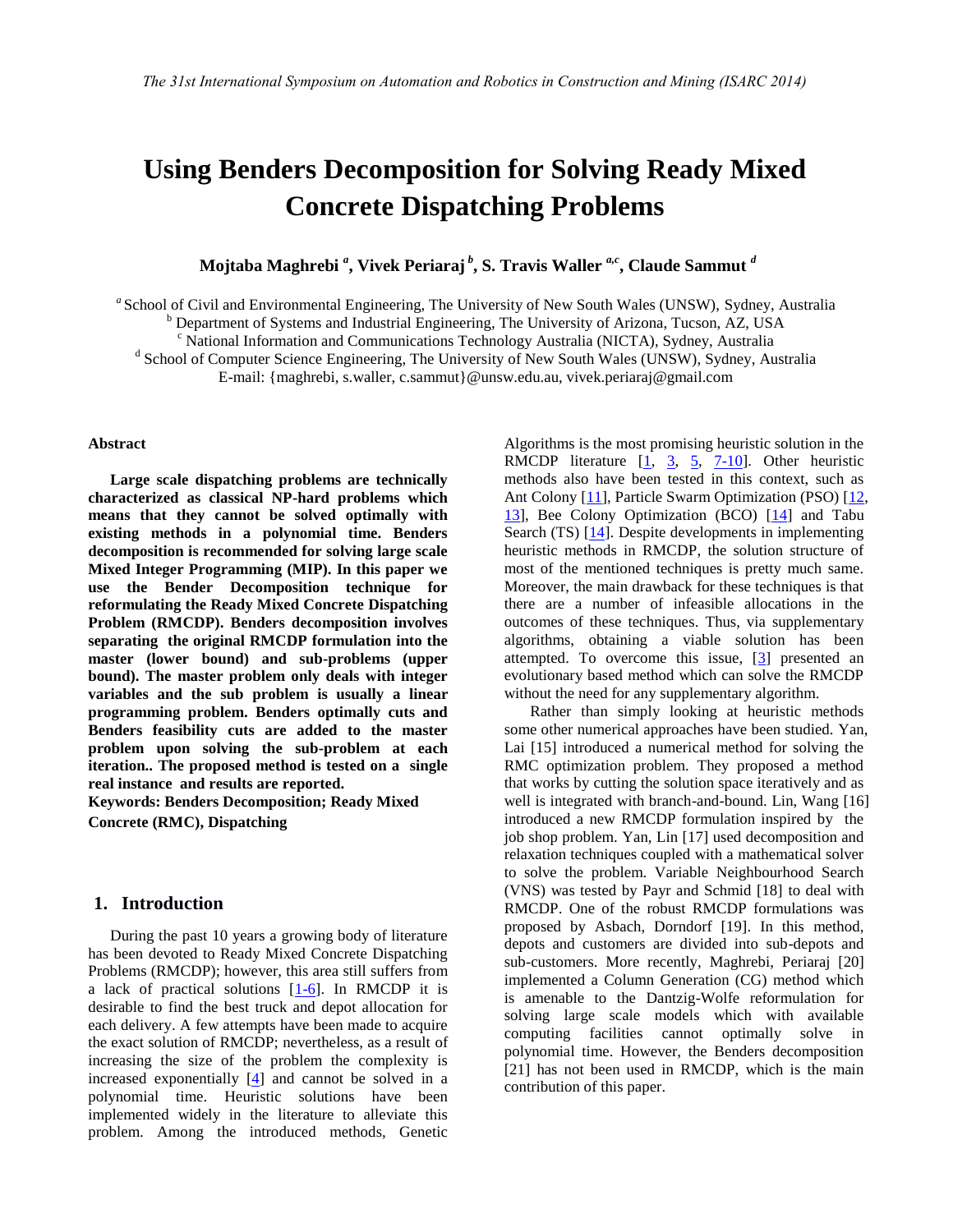# Using Benders Decomposition for Solving Ready Mixed Concrete Dispatching Problems

**Mojtaba Maghrebi [a], Vivek Periaraj [b], S. Travis Waller [a,c], Claude Sammut [d]**

[a] School of Civil and Environmental Engineering, The University of New South Wales (UNSW), Sydney, Australia
[b] Department of Systems and Industrial Engineering, The University of Arizona, Tucson, AZ, USA
[c] National Information and Communications Technology Australia (NICTA), Sydney, Australia
[d] School of Computer Science Engineering, The University of New South Wales (UNSW), Sydney, Australia
E-mail: {maghrebi, s.waller, c.sammut}@unsw.edu.au, vivek.periaraj@gmail.com

### Abstract

**Large scale dispatching problems are technically characterized as classical NP-hard problems which means that they cannot be solved optimally with existing methods in a polynomial time. Benders decomposition is recommended for solving large scale Mixed Integer Programming (MIP). In this paper we use the Bender Decomposition technique for reformulating the Ready Mixed Concrete Dispatching Problem (RMCDP). Benders decomposition involves separating the original RMCDP formulation into the master (lower bound) and sub-problems (upper bound). The master problem only deals with integer variables and the sub problem is usually a linear programming problem. Benders optimally cuts and Benders feasibility cuts are added to the master problem upon solving the sub-problem at each iteration.. The proposed method is tested on a single real instance and results are reported.**

**Keywords: Benders Decomposition; Ready Mixed Concrete (RMC), Dispatching**

## 1. Introduction

During the past 10 years a growing body of literature has been devoted to Ready Mixed Concrete Dispatching Problems (RMCDP); however, this area still suffers from a lack of practical solutions [1-6]. In RMCDP it is desirable to find the best truck and depot allocation for each delivery. A few attempts have been made to acquire the exact solution of RMCDP; nevertheless, as a result of increasing the size of the problem the complexity is increased exponentially [4] and cannot be solved in a polynomial time. Heuristic solutions have been implemented widely in the literature to alleviate this problem. Among the introduced methods, Genetic Algorithms is the most promising heuristic solution in the RMCDP literature [1, 3, 5, 7-10]. Other heuristic methods also have been tested in this context, such as Ant Colony [11], Particle Swarm Optimization (PSO) [12, 13], Bee Colony Optimization (BCO) [14] and Tabu Search (TS) [14]. Despite developments in implementing heuristic methods in RMCDP, the solution structure of most of the mentioned techniques is pretty much same. Moreover, the main drawback for these techniques is that there are a number of infeasible allocations in the outcomes of these techniques. Thus, via supplementary algorithms, obtaining a viable solution has been attempted. To overcome this issue, [3] presented an evolutionary based method which can solve the RMCDP without the need for any supplementary algorithm.

Rather than simply looking at heuristic methods some other numerical approaches have been studied. Yan, Lai [15] introduced a numerical method for solving the RMC optimization problem. They proposed a method that works by cutting the solution space iteratively and as well is integrated with branch-and-bound. Lin, Wang [16] introduced a new RMCDP formulation inspired by the job shop problem. Yan, Lin [17] used decomposition and relaxation techniques coupled with a mathematical solver to solve the problem. Variable Neighbourhood Search (VNS) was tested by Payr and Schmid [18] to deal with RMCDP. One of the robust RMCDP formulations was proposed by Asbach, Dorndorf [19]. In this method, depots and customers are divided into sub-depots and sub-customers. More recently, Maghrebi, Periaraj [20] implemented a Column Generation (CG) method which is amenable to the Dantzig-Wolfe reformulation for solving large scale models which with available computing facilities cannot optimally solve in polynomial time. However, the Benders decomposition [21] has not been used in RMCDP, which is the main contribution of this paper.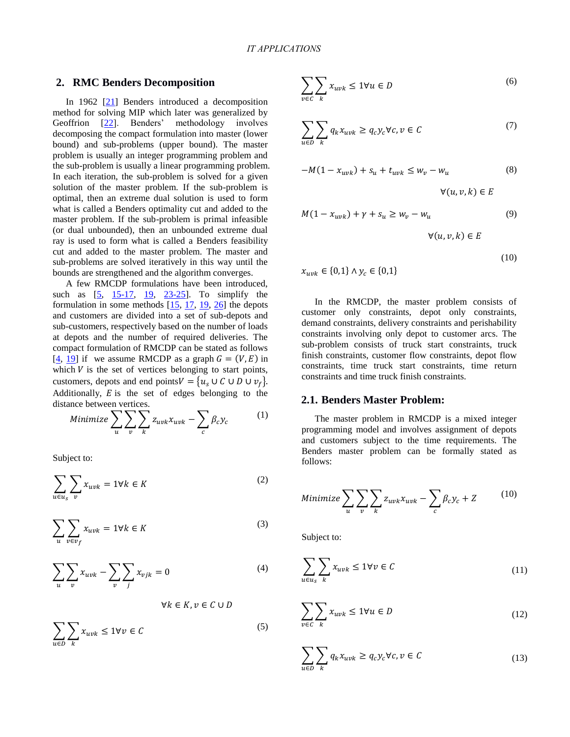## 2. RMC Benders Decomposition

In 1962 [21] Benders introduced a decomposition method for solving MIP which later was generalized by Geoffrion [22]. Benders' methodology involves decomposing the compact formulation into master (lower bound) and sub-problems (upper bound). The master problem is usually an integer programming problem and the sub-problem is usually a linear programming problem. In each iteration, the sub-problem is solved for a given solution of the master problem. If the sub-problem is optimal, then an extreme dual solution is used to form what is called a Benders optimality cut and added to the master problem. If the sub-problem is primal infeasible (or dual unbounded), then an unbounded extreme dual ray is used to form what is called a Benders feasibility cut and added to the master problem. The master and sub-problems are solved iteratively in this way until the bounds are strengthened and the algorithm converges.

A few RMCDP formulations have been introduced, such as [5, 15-17, 19, 23-25]. To simplify the formulation in some methods [15, 17, 19, 26] the depots and customers are divided into a set of sub-depots and sub-customers, respectively based on the number of loads at depots and the number of required deliveries. The compact formulation of RMCDP can be stated as follows [4, 19] if we assume RMCDP as a graph $G = (V, E)$ in which $V$ is the set of vertices belonging to start points, customers, depots and end points $V = \{u_s \cup C \cup D \cup v_f\}$. Additionally, $E$ is the set of edges belonging to the distance between vertices.

$$Minimize \sum_{u}\sum_{v}\sum_{k} z_{uvk} x_{uvk} - \sum_{c} \beta_c y_c \tag{1}$$

Subject to:

$$\sum_{u \in u_s}\sum_{v} x_{uvk} = 1 \forall k \in K \tag{2}$$

$$\sum_{u}\sum_{v \in v_f} x_{uvk} = 1 \forall k \in K \tag{3}$$

$$\sum_{u}\sum_{v} x_{uvk} - \sum_{v}\sum_{j} x_{vjk} = 0 \quad \forall k \in K, v \in C \cup D \tag{4}$$

$$\sum_{u \in D}\sum_{k} x_{uvk} \leq 1 \forall v \in C \tag{5}$$

$$\sum_{v \in C}\sum_{k} x_{uvk} \leq 1 \forall u \in D \tag{6}$$

$$\sum_{u \in D}\sum_{k} q_k x_{uvk} \geq q_c y_c \forall c, v \in C \tag{7}$$

$$-M(1 - x_{uvk}) + s_u + t_{uvk} \leq w_v - w_u \quad \forall (u, v, k) \in E \tag{8}$$

$$M(1 - x_{uvk}) + \gamma + s_u \geq w_v - w_u \quad \forall (u, v, k) \in E \tag{9}$$

$$x_{uvk} \in \{0,1\} \wedge y_c \in \{0,1\} \tag{10}$$

In the RMCDP, the master problem consists of customer only constraints, depot only constraints, demand constraints, delivery constraints and perishability constraints involving only depot to customer arcs. The sub-problem consists of truck start constraints, truck finish constraints, customer flow constraints, depot flow constraints, time truck start constraints, time return constraints and time truck finish constraints.

### 2.1. Benders Master Problem:

The master problem in RMCDP is a mixed integer programming model and involves assignment of depots and customers subject to the time requirements. The Benders master problem can be formally stated as follows:

$$Minimize \sum_{u}\sum_{v}\sum_{k} z_{uvk} x_{uvk} - \sum_{c} \beta_c y_c + Z \tag{10}$$

Subject to:

$$\sum_{u \in u_s}\sum_{k} x_{uvk} \leq 1 \forall v \in C \tag{11}$$

$$\sum_{v \in C}\sum_{k} x_{uvk} \leq 1 \forall u \in D \tag{12}$$

$$\sum_{u \in D}\sum_{k} q_k x_{uvk} \geq q_c y_c \forall c, v \in C \tag{13}$$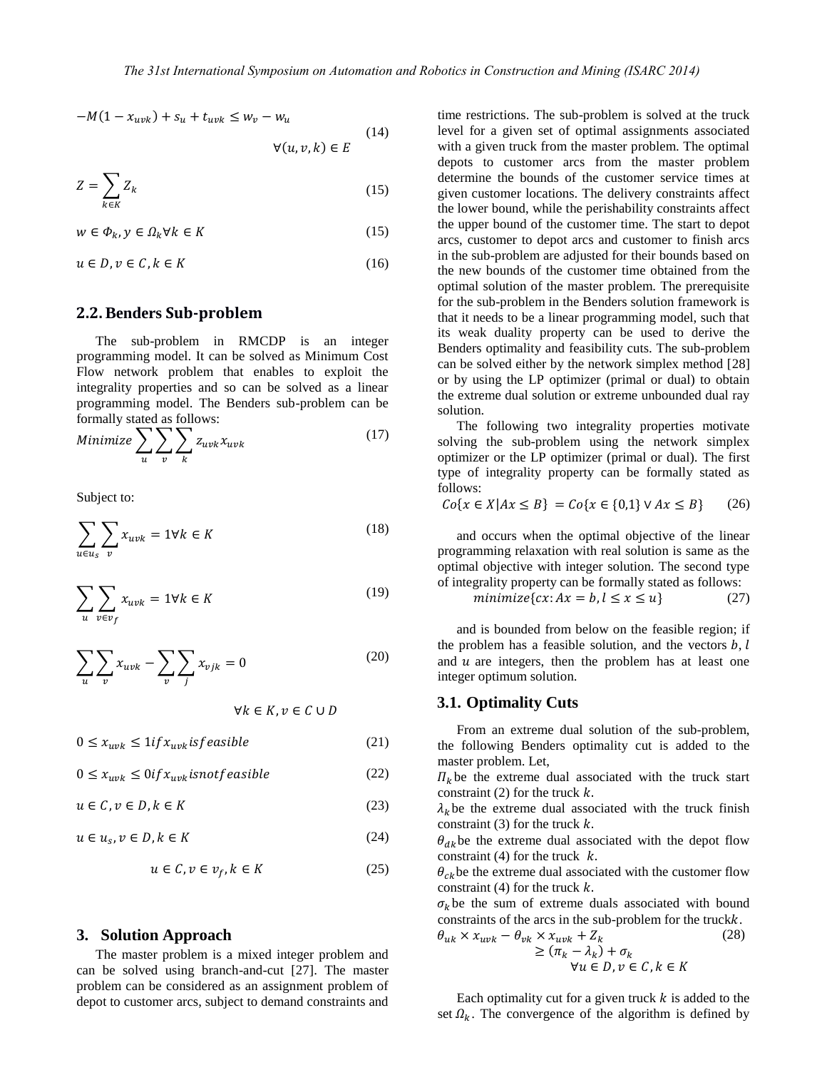$$-M(1 - x_{uvk}) + s_u + t_{uvk} \leq w_v - w_u \quad \forall (u, v, k) \in E \tag{14}$$

$$Z = \sum_{k \in K} Z_k \tag{15}$$

$$w \in \Phi_k, y \in \Omega_k \forall k \in K \tag{15}$$

$$u \in D, v \in C, k \in K \tag{16}$$

## 2.2. Benders Sub-problem

The sub-problem in RMCDP is an integer programming model. It can be solved as Minimum Cost Flow network problem that enables to exploit the integrality properties and so can be solved as a linear programming model. The Benders sub-problem can be formally stated as follows:

$$Minimize \sum_u \sum_v \sum_k z_{uvk} x_{uvk} \tag{17}$$

Subject to:

$$\sum_{u \in u_s} \sum_v x_{uvk} = 1 \forall k \in K \tag{18}$$

$$\sum_u \sum_{v \in v_f} x_{uvk} = 1 \forall k \in K \tag{19}$$

$$\sum_u \sum_v x_{uvk} - \sum_v \sum_j x_{vjk} = 0 \quad \forall k \in K, v \in C \cup D \tag{20}$$

$$0 \leq x_{uvk} \leq 1 if x_{uvk} is feasible \tag{21}$$

$$0 \leq x_{uvk} \leq 0 if x_{uvk} is not feasible \tag{22}$$

$$u \in C, v \in D, k \in K \tag{23}$$

$$u \in u_s, v \in D, k \in K \tag{24}$$

$$u \in C, v \in v_f, k \in K \tag{25}$$

## 3. Solution Approach

The master problem is a mixed integer problem and can be solved using branch-and-cut [27]. The master problem can be considered as an assignment problem of depot to customer arcs, subject to demand constraints and time restrictions. The sub-problem is solved at the truck level for a given set of optimal assignments associated with a given truck from the master problem. The optimal depots to customer arcs from the master problem determine the bounds of the customer service times at given customer locations. The delivery constraints affect the lower bound, while the perishability constraints affect the upper bound of the customer time. The start to depot arcs, customer to depot arcs and customer to finish arcs in the sub-problem are adjusted for their bounds based on the new bounds of the customer time obtained from the optimal solution of the master problem. The prerequisite for the sub-problem in the Benders solution framework is that it needs to be a linear programming model, such that its weak duality property can be used to derive the Benders optimality and feasibility cuts. The sub-problem can be solved either by the network simplex method [28] or by using the LP optimizer (primal or dual) to obtain the extreme dual solution or extreme unbounded dual ray solution.

The following two integrality properties motivate solving the sub-problem using the network simplex optimizer or the LP optimizer (primal or dual). The first type of integrality property can be formally stated as follows:

$$Co\{x \in X | Ax \leq B\} = Co\{x \in \{0,1\} \vee Ax \leq B\} \tag{26}$$

and occurs when the optimal objective of the linear programming relaxation with real solution is same as the optimal objective with integer solution. The second type of integrality property can be formally stated as follows:

$$minimize\{cx: Ax = b, l \leq x \leq u\} \tag{27}$$

and is bounded from below on the feasible region; if the problem has a feasible solution, and the vectors $b$, $l$ and $u$ are integers, then the problem has at least one integer optimum solution.

### 3.1. Optimality Cuts

From an extreme dual solution of the sub-problem, the following Benders optimality cut is added to the master problem. Let,

$\Pi_k$ be the extreme dual associated with the truck start constraint (2) for the truck $k$.

$\lambda_k$ be the extreme dual associated with the truck finish constraint (3) for the truck $k$.

$\theta_{dk}$ be the extreme dual associated with the depot flow constraint (4) for the truck $k$.

$\theta_{ck}$ be the extreme dual associated with the customer flow constraint (4) for the truck $k$.

$\sigma_k$ be the sum of extreme duals associated with bound constraints of the arcs in the sub-problem for the truck $k$.

$$\theta_{uk} \times x_{uvk} - \theta_{vk} \times x_{uvk} + Z_k \geq (\pi_k - \lambda_k) + \sigma_k \quad \forall u \in D, v \in C, k \in K \tag{28}$$

Each optimality cut for a given truck $k$ is added to the set $\Omega_k$. The convergence of the algorithm is defined by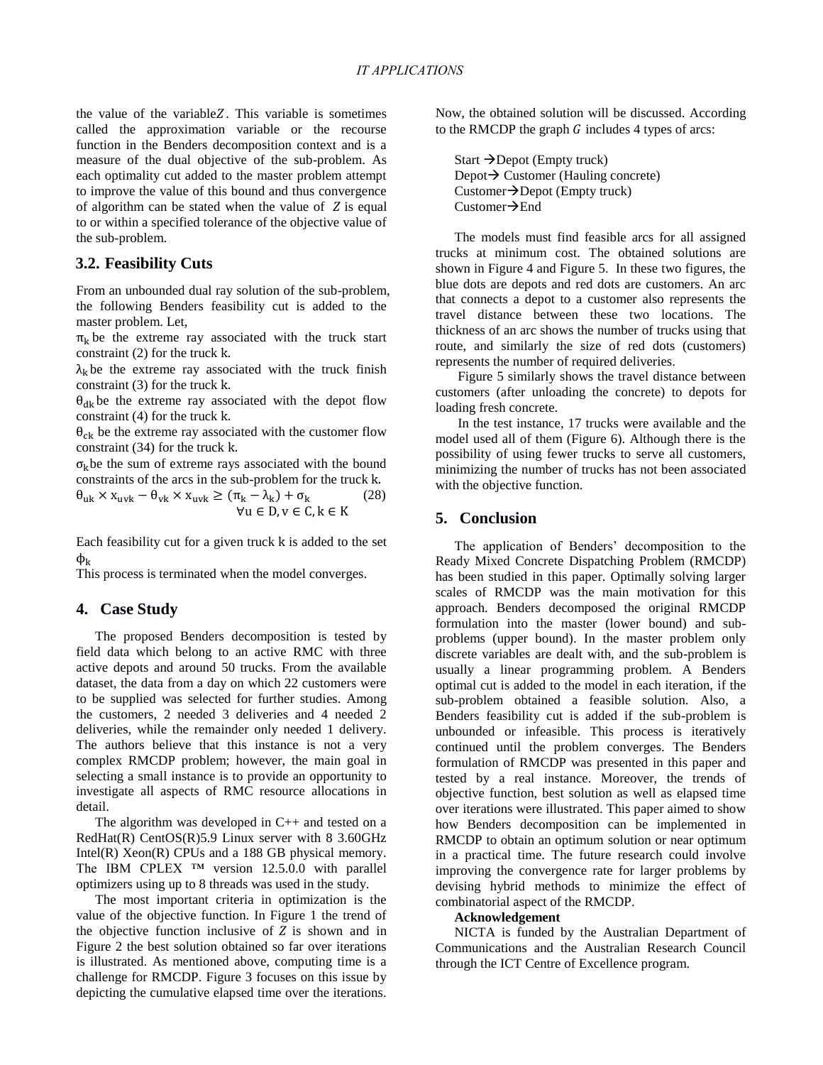the value of the variable $Z$. This variable is sometimes called the approximation variable or the recourse function in the Benders decomposition context and is a measure of the dual objective of the sub-problem. As each optimality cut added to the master problem attempt to improve the value of this bound and thus convergence of algorithm can be stated when the value of $Z$ is equal to or within a specified tolerance of the objective value of the sub-problem.

## 3.2. Feasibility Cuts

From an unbounded dual ray solution of the sub-problem, the following Benders feasibility cut is added to the master problem. Let,

$\pi_k$ be the extreme ray associated with the truck start constraint (2) for the truck k.

$\lambda_k$ be the extreme ray associated with the truck finish constraint (3) for the truck k.

$\theta_{dk}$ be the extreme ray associated with the depot flow constraint (4) for the truck k.

$\theta_{ck}$ be the extreme ray associated with the customer flow constraint (34) for the truck k.

$\sigma_k$ be the sum of extreme rays associated with the bound constraints of the arcs in the sub-problem for the truck k.

$$\theta_{uk} \times x_{uvk} - \theta_{vk} \times x_{uvk} \geq (\pi_k - \lambda_k) + \sigma_k \quad (28)$$
$$\forall u \in D, v \in C, k \in K$$

Each feasibility cut for a given truck k is added to the set $\phi_k$

This process is terminated when the model converges.

## 4. Case Study

The proposed Benders decomposition is tested by field data which belong to an active RMC with three active depots and around 50 trucks. From the available dataset, the data from a day on which 22 customers were to be supplied was selected for further studies. Among the customers, 2 needed 3 deliveries and 4 needed 2 deliveries, while the remainder only needed 1 delivery. The authors believe that this instance is not a very complex RMCDP problem; however, the main goal in selecting a small instance is to provide an opportunity to investigate all aspects of RMC resource allocations in detail.

The algorithm was developed in C++ and tested on a RedHat(R) CentOS(R)5.9 Linux server with 8 3.60GHz Intel(R) Xeon(R) CPUs and a 188 GB physical memory. The IBM CPLEX ™ version 12.5.0.0 with parallel optimizers using up to 8 threads was used in the study.

The most important criteria in optimization is the value of the objective function. In Figure 1 the trend of the objective function inclusive of $Z$ is shown and in Figure 2 the best solution obtained so far over iterations is illustrated. As mentioned above, computing time is a challenge for RMCDP. Figure 3 focuses on this issue by depicting the cumulative elapsed time over the iterations.

Now, the obtained solution will be discussed. According to the RMCDP the graph $G$ includes 4 types of arcs:

- Start → Depot (Empty truck)
- Depot → Customer (Hauling concrete)
- Customer → Depot (Empty truck)
- Customer → End

The models must find feasible arcs for all assigned trucks at minimum cost. The obtained solutions are shown in Figure 4 and Figure 5. In these two figures, the blue dots are depots and red dots are customers. An arc that connects a depot to a customer also represents the travel distance between these two locations. The thickness of an arc shows the number of trucks using that route, and similarly the size of red dots (customers) represents the number of required deliveries.

Figure 5 similarly shows the travel distance between customers (after unloading the concrete) to depots for loading fresh concrete.

In the test instance, 17 trucks were available and the model used all of them (Figure 6). Although there is the possibility of using fewer trucks to serve all customers, minimizing the number of trucks has not been associated with the objective function.

## 5. Conclusion

The application of Benders' decomposition to the Ready Mixed Concrete Dispatching Problem (RMCDP) has been studied in this paper. Optimally solving larger scales of RMCDP was the main motivation for this approach. Benders decomposed the original RMCDP formulation into the master (lower bound) and sub-problems (upper bound). In the master problem only discrete variables are dealt with, and the sub-problem is usually a linear programming problem. A Benders optimal cut is added to the model in each iteration, if the sub-problem obtained a feasible solution. Also, a Benders feasibility cut is added if the sub-problem is unbounded or infeasible. This process is iteratively continued until the problem converges. The Benders formulation of RMCDP was presented in this paper and tested by a real instance. Moreover, the trends of objective function, best solution as well as elapsed time over iterations were illustrated. This paper aimed to show how Benders decomposition can be implemented in RMCDP to obtain an optimum solution or near optimum in a practical time. The future research could involve improving the convergence rate for larger problems by devising hybrid methods to minimize the effect of combinatorial aspect of the RMCDP.

**Acknowledgement**

NICTA is funded by the Australian Department of Communications and the Australian Research Council through the ICT Centre of Excellence program.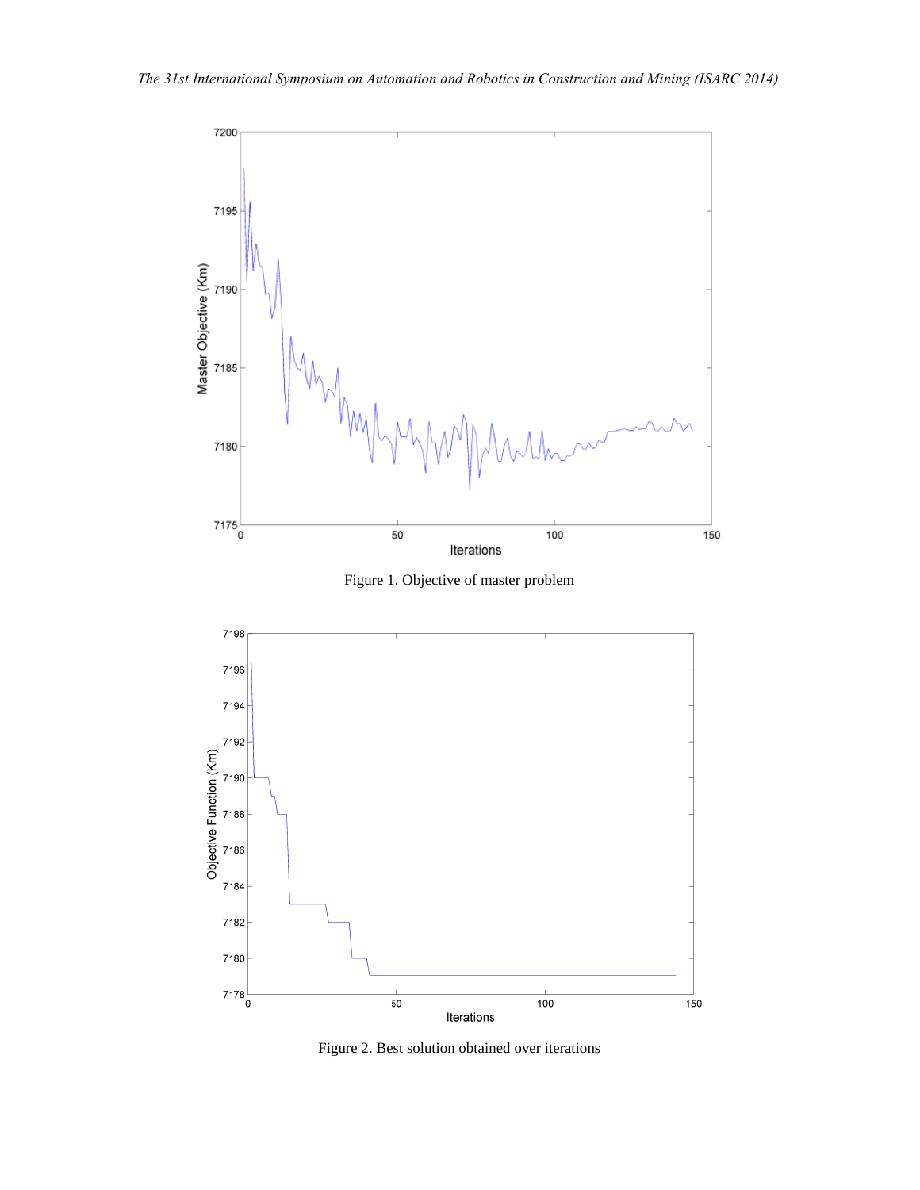Figure 1. Objective of master problem

Figure 2. Best solution obtained over iterations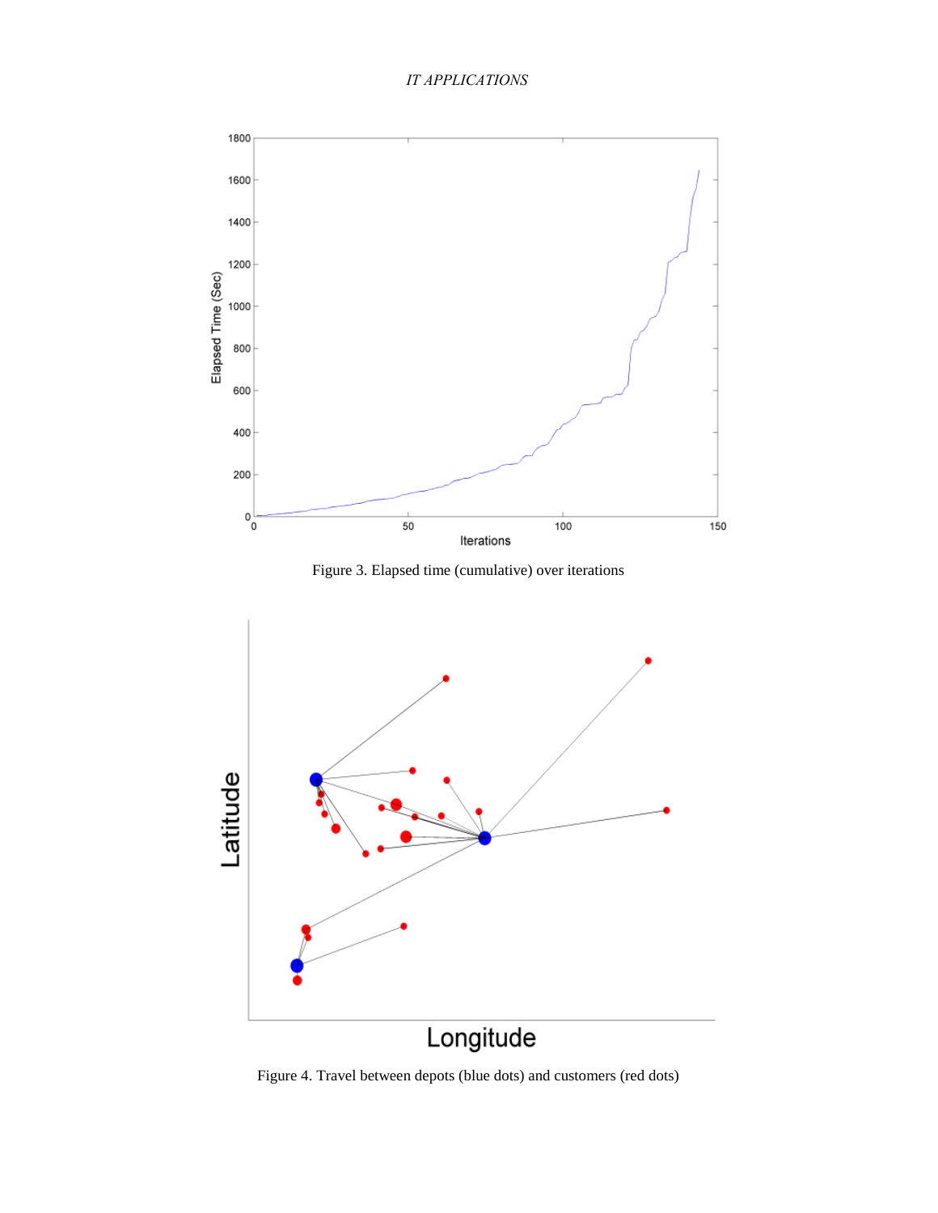Figure 3. Elapsed time (cumulative) over iterations

Figure 4. Travel between depots (blue dots) and customers (red dots)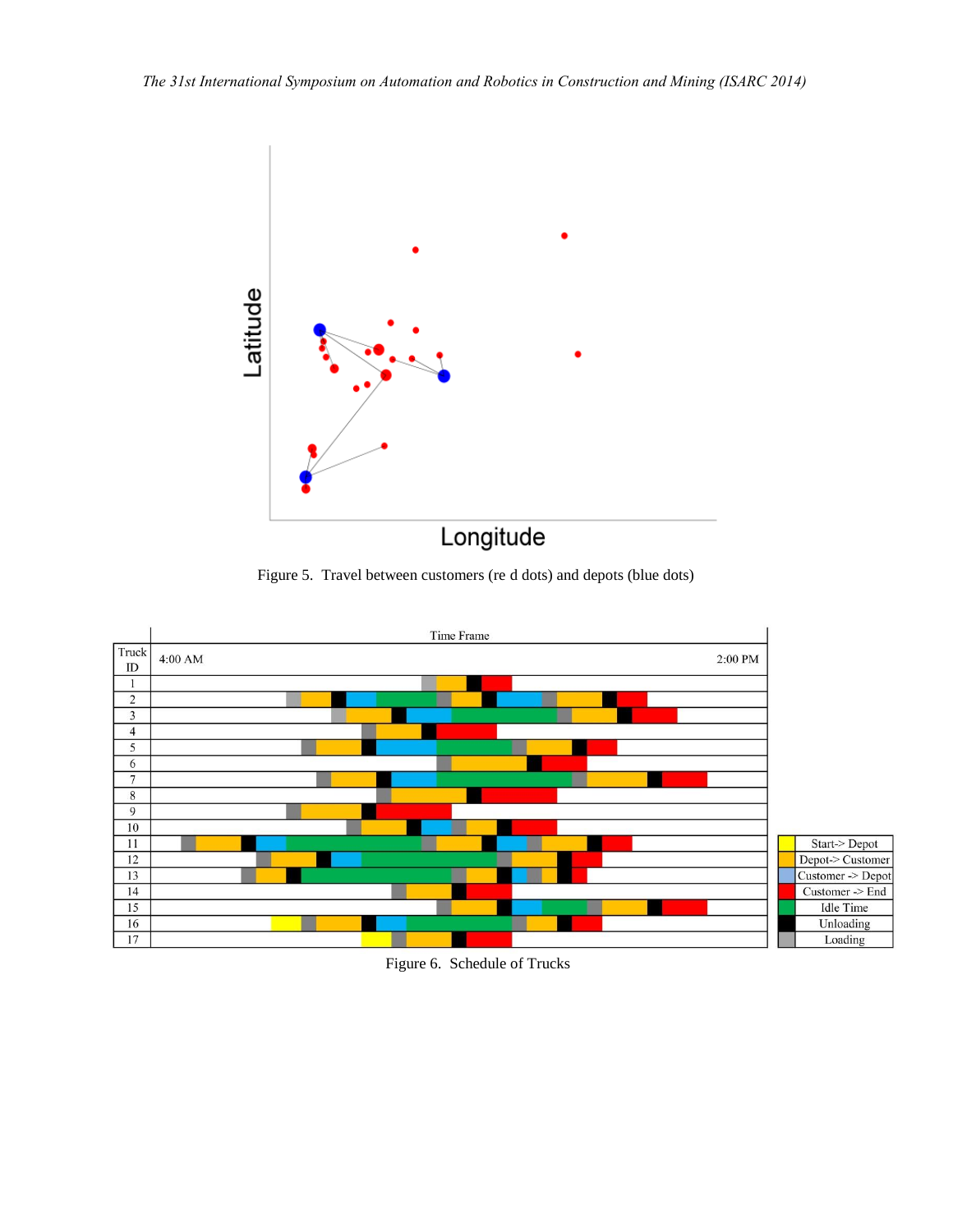Figure 5. Travel between customers (re d dots) and depots (blue dots)

Figure 6. Schedule of Trucks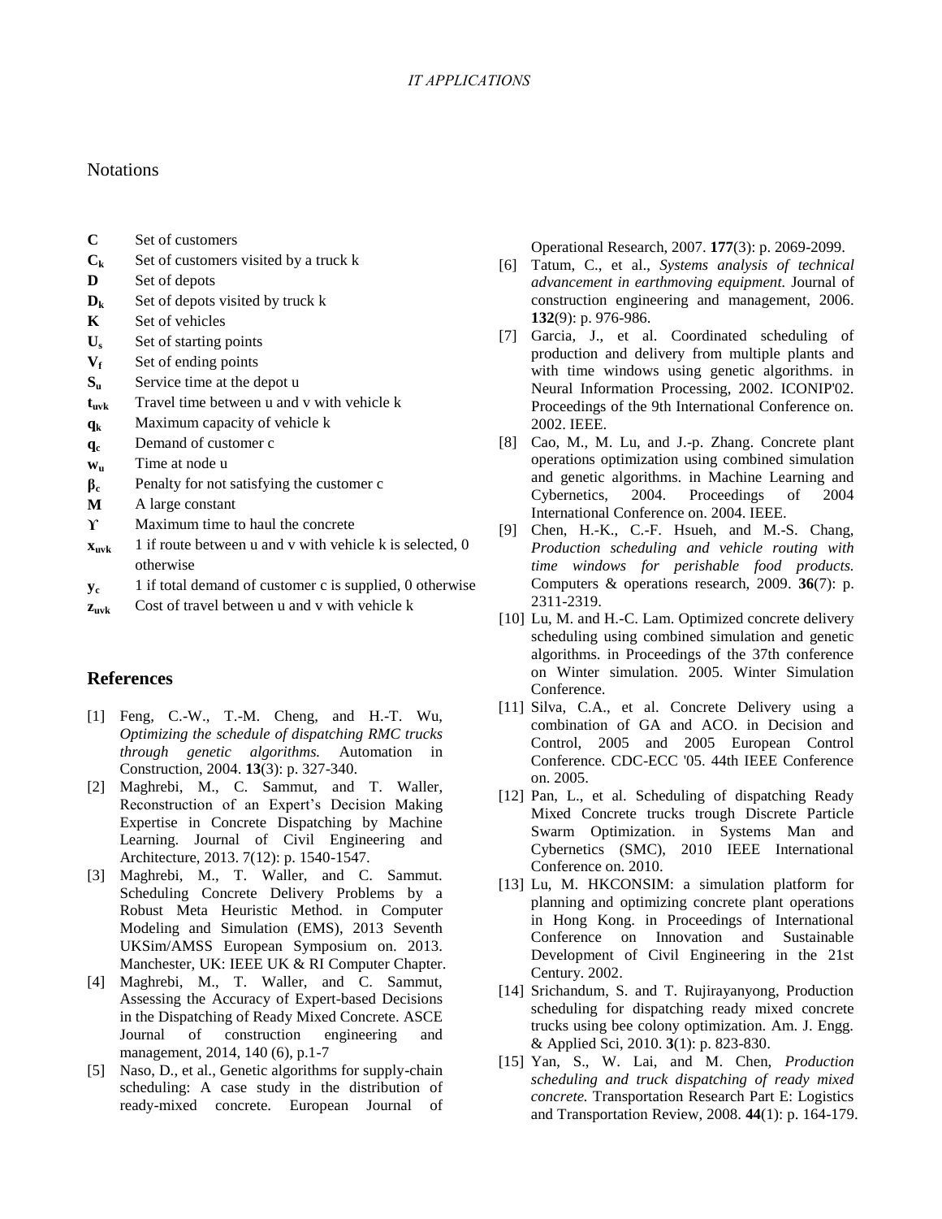## Notations

| | |
|---|---|
| **C** | Set of customers |
| $\mathbf{C_k}$ | Set of customers visited by a truck k |
| **D** | Set of depots |
| $\mathbf{D_k}$ | Set of depots visited by truck k |
| **K** | Set of vehicles |
| $\mathbf{U_s}$ | Set of starting points |
| $\mathbf{V_f}$ | Set of ending points |
| $\mathbf{S_u}$ | Service time at the depot u |
| $\mathbf{t_{uvk}}$ | Travel time between u and v with vehicle k |
| $\mathbf{q_k}$ | Maximum capacity of vehicle k |
| $\mathbf{q_c}$ | Demand of customer c |
| $\mathbf{w_u}$ | Time at node u |
| $\boldsymbol{\beta_c}$ | Penalty for not satisfying the customer c |
| **M** | A large constant |
| $\boldsymbol{\Upsilon}$ | Maximum time to haul the concrete |
| $\mathbf{x_{uvk}}$ | 1 if route between u and v with vehicle k is selected, 0 otherwise |
| $\mathbf{y_c}$ | 1 if total demand of customer c is supplied, 0 otherwise |
| $\mathbf{z_{uvk}}$ | Cost of travel between u and v with vehicle k |

## References

[1] Feng, C.-W., T.-M. Cheng, and H.-T. Wu, *Optimizing the schedule of dispatching RMC trucks through genetic algorithms.* Automation in Construction, 2004. **13**(3): p. 327-340.

[2] Maghrebi, M., C. Sammut, and T. Waller, Reconstruction of an Expert's Decision Making Expertise in Concrete Dispatching by Machine Learning. Journal of Civil Engineering and Architecture, 2013. 7(12): p. 1540-1547.

[3] Maghrebi, M., T. Waller, and C. Sammut. Scheduling Concrete Delivery Problems by a Robust Meta Heuristic Method. in Computer Modeling and Simulation (EMS), 2013 Seventh UKSim/AMSS European Symposium on. 2013. Manchester, UK: IEEE UK & RI Computer Chapter.

[4] Maghrebi, M., T. Waller, and C. Sammut, Assessing the Accuracy of Expert-based Decisions in the Dispatching of Ready Mixed Concrete. ASCE Journal of construction engineering and management, 2014, 140 (6), p.1-7

[5] Naso, D., et al., Genetic algorithms for supply-chain scheduling: A case study in the distribution of ready-mixed concrete. European Journal of Operational Research, 2007. **177**(3): p. 2069-2099.

[6] Tatum, C., et al., *Systems analysis of technical advancement in earthmoving equipment.* Journal of construction engineering and management, 2006. **132**(9): p. 976-986.

[7] Garcia, J., et al. Coordinated scheduling of production and delivery from multiple plants and with time windows using genetic algorithms. in Neural Information Processing, 2002. ICONIP'02. Proceedings of the 9th International Conference on. 2002. IEEE.

[8] Cao, M., M. Lu, and J.-p. Zhang. Concrete plant operations optimization using combined simulation and genetic algorithms. in Machine Learning and Cybernetics, 2004. Proceedings of 2004 International Conference on. 2004. IEEE.

[9] Chen, H.-K., C.-F. Hsueh, and M.-S. Chang, *Production scheduling and vehicle routing with time windows for perishable food products.* Computers & operations research, 2009. **36**(7): p. 2311-2319.

[10] Lu, M. and H.-C. Lam. Optimized concrete delivery scheduling using combined simulation and genetic algorithms. in Proceedings of the 37th conference on Winter simulation. 2005. Winter Simulation Conference.

[11] Silva, C.A., et al. Concrete Delivery using a combination of GA and ACO. in Decision and Control, 2005 and 2005 European Control Conference. CDC-ECC '05. 44th IEEE Conference on. 2005.

[12] Pan, L., et al. Scheduling of dispatching Ready Mixed Concrete trucks trough Discrete Particle Swarm Optimization. in Systems Man and Cybernetics (SMC), 2010 IEEE International Conference on. 2010.

[13] Lu, M. HKCONSIM: a simulation platform for planning and optimizing concrete plant operations in Hong Kong. in Proceedings of International Conference on Innovation and Sustainable Development of Civil Engineering in the 21st Century. 2002.

[14] Srichandum, S. and T. Rujirayanyong, Production scheduling for dispatching ready mixed concrete trucks using bee colony optimization. Am. J. Engg. & Applied Sci, 2010. **3**(1): p. 823-830.

[15] Yan, S., W. Lai, and M. Chen, *Production scheduling and truck dispatching of ready mixed concrete.* Transportation Research Part E: Logistics and Transportation Review, 2008. **44**(1): p. 164-179.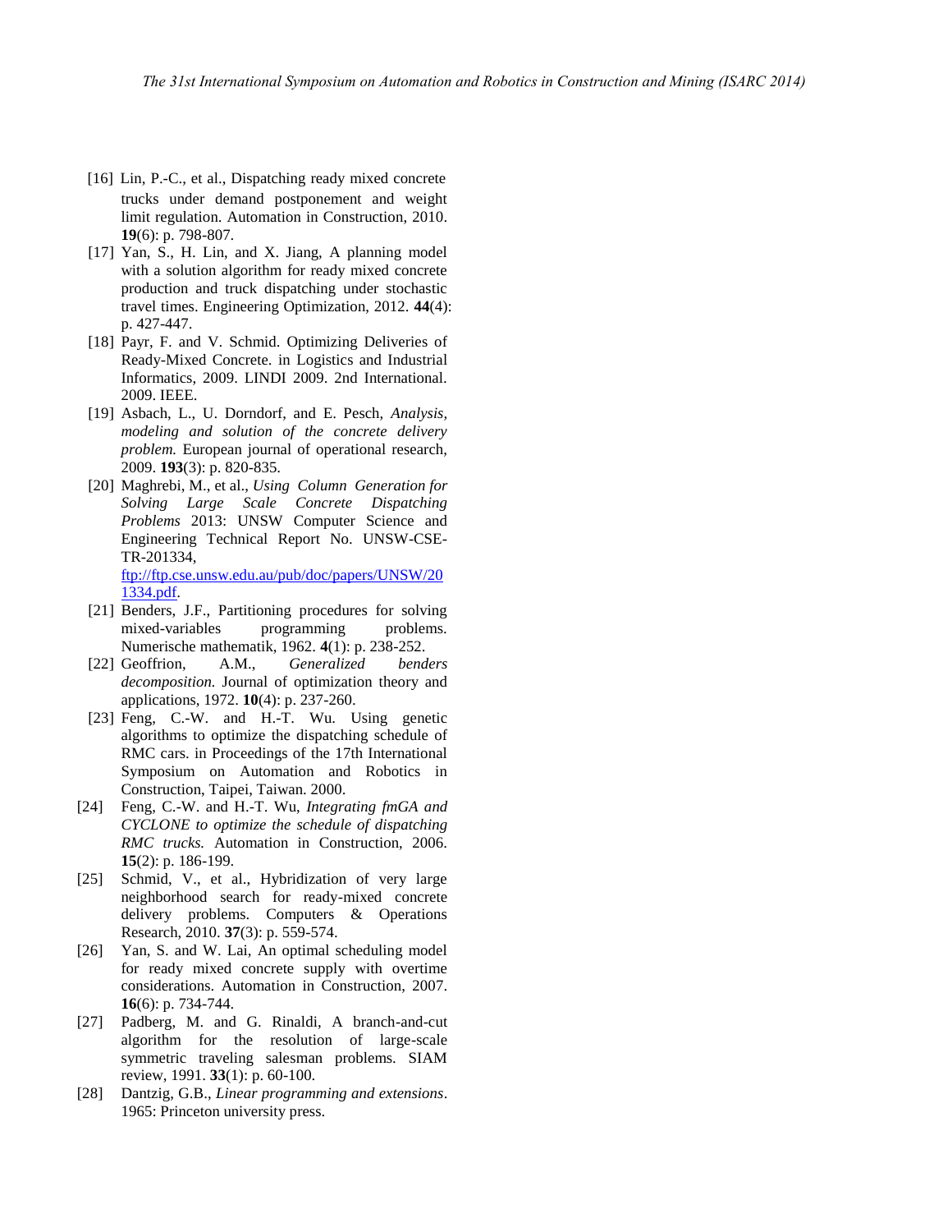[16] Lin, P.-C., et al., Dispatching ready mixed concrete trucks under demand postponement and weight limit regulation. Automation in Construction, 2010. **19**(6): p. 798-807.

[17] Yan, S., H. Lin, and X. Jiang, A planning model with a solution algorithm for ready mixed concrete production and truck dispatching under stochastic travel times. Engineering Optimization, 2012. **44**(4): p. 427-447.

[18] Payr, F. and V. Schmid. Optimizing Deliveries of Ready-Mixed Concrete. in Logistics and Industrial Informatics, 2009. LINDI 2009. 2nd International. 2009. IEEE.

[19] Asbach, L., U. Dorndorf, and E. Pesch, *Analysis, modeling and solution of the concrete delivery problem.* European journal of operational research, 2009. **193**(3): p. 820-835.

[20] Maghrebi, M., et al., *Using Column Generation for Solving Large Scale Concrete Dispatching Problems* 2013: UNSW Computer Science and Engineering Technical Report No. UNSW-CSE-TR-201334, [ftp://ftp.cse.unsw.edu.au/pub/doc/papers/UNSW/201334.pdf](ftp://ftp.cse.unsw.edu.au/pub/doc/papers/UNSW/201334.pdf).

[21] Benders, J.F., Partitioning procedures for solving mixed-variables programming problems. Numerische mathematik, 1962. **4**(1): p. 238-252.

[22] Geoffrion, A.M., *Generalized benders decomposition.* Journal of optimization theory and applications, 1972. **10**(4): p. 237-260.

[23] Feng, C.-W. and H.-T. Wu. Using genetic algorithms to optimize the dispatching schedule of RMC cars. in Proceedings of the 17th International Symposium on Automation and Robotics in Construction, Taipei, Taiwan. 2000.

[24] Feng, C.-W. and H.-T. Wu, *Integrating fmGA and CYCLONE to optimize the schedule of dispatching RMC trucks.* Automation in Construction, 2006. **15**(2): p. 186-199.

[25] Schmid, V., et al., Hybridization of very large neighborhood search for ready-mixed concrete delivery problems. Computers & Operations Research, 2010. **37**(3): p. 559-574.

[26] Yan, S. and W. Lai, An optimal scheduling model for ready mixed concrete supply with overtime considerations. Automation in Construction, 2007. **16**(6): p. 734-744.

[27] Padberg, M. and G. Rinaldi, A branch-and-cut algorithm for the resolution of large-scale symmetric traveling salesman problems. SIAM review, 1991. **33**(1): p. 60-100.

[28] Dantzig, G.B., *Linear programming and extensions*. 1965: Princeton university press.